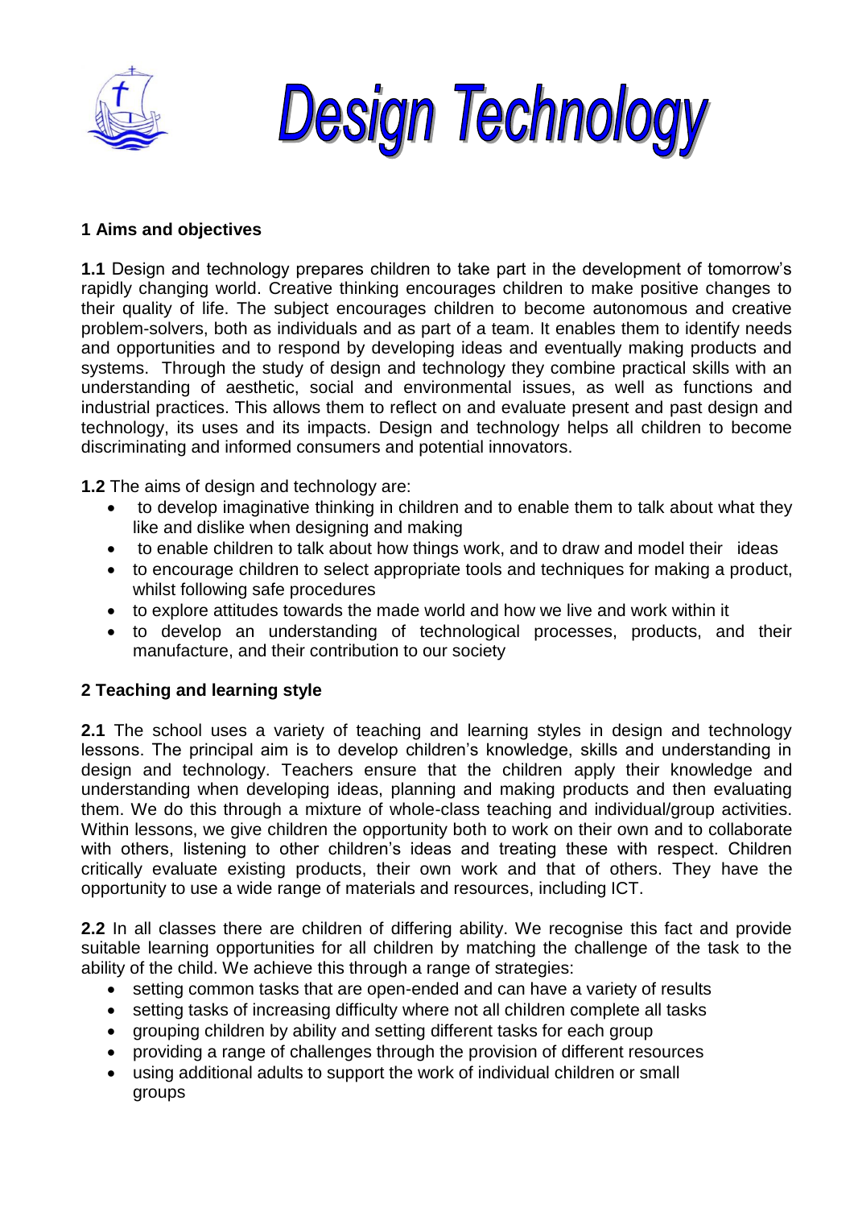# Design Technology

## 1 Aims and objectives

**1.1** Design and technology prepares children to take part in the development of tomorrow's rapidly changing world. Creative thinking encourages children to make positive changes to their quality of life. The subject encourages children to become autonomous and creative problem-solvers, both as individuals and as part of a team. It enables them to identify needs and opportunities and to respond by developing ideas and eventually making products and systems. Through the study of design and technology they combine practical skills with an understanding of aesthetic, social and environmental issues, as well as functions and industrial practices. This allows them to reflect on and evaluate present and past design and technology, its uses and its impacts. Design and technology helps all children to become discriminating and informed consumers and potential innovators.

**1.2** The aims of design and technology are:

- to develop imaginative thinking in children and to enable them to talk about what they like and dislike when designing and making
- to enable children to talk about how things work, and to draw and model their ideas
- to encourage children to select appropriate tools and techniques for making a product, whilst following safe procedures
- to explore attitudes towards the made world and how we live and work within it
- to develop an understanding of technological processes, products, and their manufacture, and their contribution to our society

## 2 Teaching and learning style

**2.1** The school uses a variety of teaching and learning styles in design and technology lessons. The principal aim is to develop children's knowledge, skills and understanding in design and technology. Teachers ensure that the children apply their knowledge and understanding when developing ideas, planning and making products and then evaluating them. We do this through a mixture of whole-class teaching and individual/group activities. Within lessons, we give children the opportunity both to work on their own and to collaborate with others, listening to other children's ideas and treating these with respect. Children critically evaluate existing products, their own work and that of others. They have the opportunity to use a wide range of materials and resources, including ICT.

**2.2** In all classes there are children of differing ability. We recognise this fact and provide suitable learning opportunities for all children by matching the challenge of the task to the ability of the child. We achieve this through a range of strategies:

- setting common tasks that are open-ended and can have a variety of results
- setting tasks of increasing difficulty where not all children complete all tasks
- grouping children by ability and setting different tasks for each group
- providing a range of challenges through the provision of different resources
- using additional adults to support the work of individual children or small groups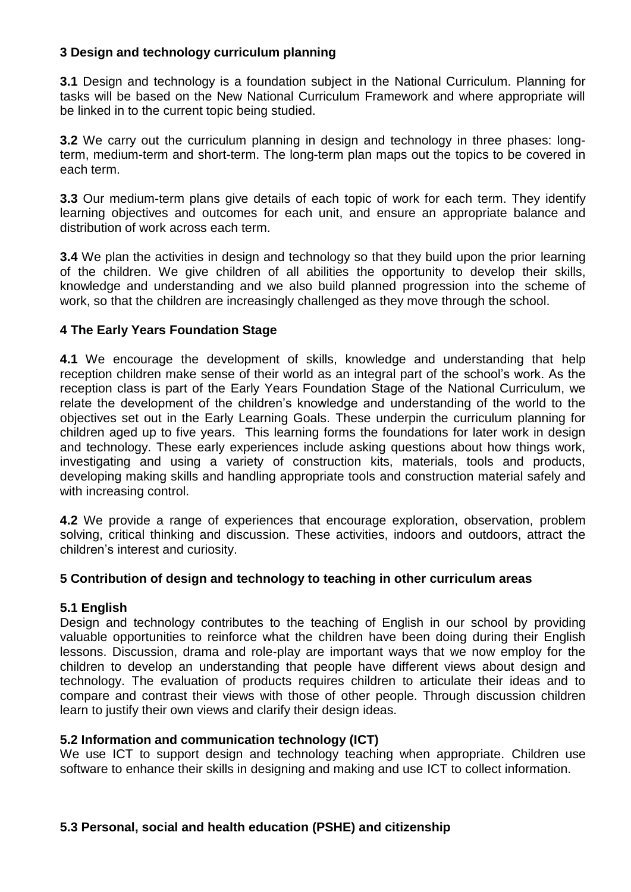## 3 Design and technology curriculum planning

**3.1** Design and technology is a foundation subject in the National Curriculum. Planning for tasks will be based on the New National Curriculum Framework and where appropriate will be linked in to the current topic being studied.

**3.2** We carry out the curriculum planning in design and technology in three phases: long-term, medium-term and short-term. The long-term plan maps out the topics to be covered in each term.

**3.3** Our medium-term plans give details of each topic of work for each term. They identify learning objectives and outcomes for each unit, and ensure an appropriate balance and distribution of work across each term.

**3.4** We plan the activities in design and technology so that they build upon the prior learning of the children. We give children of all abilities the opportunity to develop their skills, knowledge and understanding and we also build planned progression into the scheme of work, so that the children are increasingly challenged as they move through the school.

## 4 The Early Years Foundation Stage

**4.1** We encourage the development of skills, knowledge and understanding that help reception children make sense of their world as an integral part of the school's work. As the reception class is part of the Early Years Foundation Stage of the National Curriculum, we relate the development of the children's knowledge and understanding of the world to the objectives set out in the Early Learning Goals. These underpin the curriculum planning for children aged up to five years. This learning forms the foundations for later work in design and technology. These early experiences include asking questions about how things work, investigating and using a variety of construction kits, materials, tools and products, developing making skills and handling appropriate tools and construction material safely and with increasing control.

**4.2** We provide a range of experiences that encourage exploration, observation, problem solving, critical thinking and discussion. These activities, indoors and outdoors, attract the children's interest and curiosity.

## 5 Contribution of design and technology to teaching in other curriculum areas

### 5.1 English

Design and technology contributes to the teaching of English in our school by providing valuable opportunities to reinforce what the children have been doing during their English lessons. Discussion, drama and role-play are important ways that we now employ for the children to develop an understanding that people have different views about design and technology. The evaluation of products requires children to articulate their ideas and to compare and contrast their views with those of other people. Through discussion children learn to justify their own views and clarify their design ideas.

### 5.2 Information and communication technology (ICT)

We use ICT to support design and technology teaching when appropriate. Children use software to enhance their skills in designing and making and use ICT to collect information.

### 5.3 Personal, social and health education (PSHE) and citizenship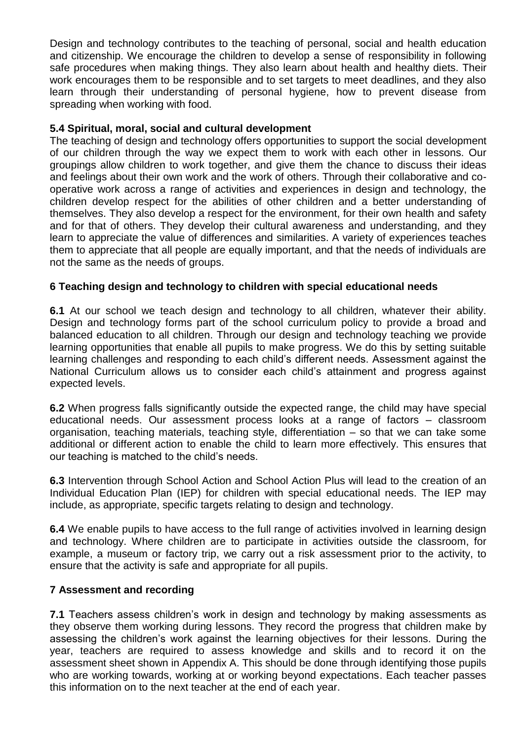Design and technology contributes to the teaching of personal, social and health education and citizenship. We encourage the children to develop a sense of responsibility in following safe procedures when making things. They also learn about health and healthy diets. Their work encourages them to be responsible and to set targets to meet deadlines, and they also learn through their understanding of personal hygiene, how to prevent disease from spreading when working with food.

### 5.4 Spiritual, moral, social and cultural development

The teaching of design and technology offers opportunities to support the social development of our children through the way we expect them to work with each other in lessons. Our groupings allow children to work together, and give them the chance to discuss their ideas and feelings about their own work and the work of others. Through their collaborative and co-operative work across a range of activities and experiences in design and technology, the children develop respect for the abilities of other children and a better understanding of themselves. They also develop a respect for the environment, for their own health and safety and for that of others. They develop their cultural awareness and understanding, and they learn to appreciate the value of differences and similarities. A variety of experiences teaches them to appreciate that all people are equally important, and that the needs of individuals are not the same as the needs of groups.

## 6 Teaching design and technology to children with special educational needs

**6.1** At our school we teach design and technology to all children, whatever their ability. Design and technology forms part of the school curriculum policy to provide a broad and balanced education to all children. Through our design and technology teaching we provide learning opportunities that enable all pupils to make progress. We do this by setting suitable learning challenges and responding to each child's different needs. Assessment against the National Curriculum allows us to consider each child's attainment and progress against expected levels.

**6.2** When progress falls significantly outside the expected range, the child may have special educational needs. Our assessment process looks at a range of factors – classroom organisation, teaching materials, teaching style, differentiation – so that we can take some additional or different action to enable the child to learn more effectively. This ensures that our teaching is matched to the child's needs.

**6.3** Intervention through School Action and School Action Plus will lead to the creation of an Individual Education Plan (IEP) for children with special educational needs. The IEP may include, as appropriate, specific targets relating to design and technology.

**6.4** We enable pupils to have access to the full range of activities involved in learning design and technology. Where children are to participate in activities outside the classroom, for example, a museum or factory trip, we carry out a risk assessment prior to the activity, to ensure that the activity is safe and appropriate for all pupils.

## 7 Assessment and recording

**7.1** Teachers assess children's work in design and technology by making assessments as they observe them working during lessons. They record the progress that children make by assessing the children's work against the learning objectives for their lessons. During the year, teachers are required to assess knowledge and skills and to record it on the assessment sheet shown in Appendix A. This should be done through identifying those pupils who are working towards, working at or working beyond expectations. Each teacher passes this information on to the next teacher at the end of each year.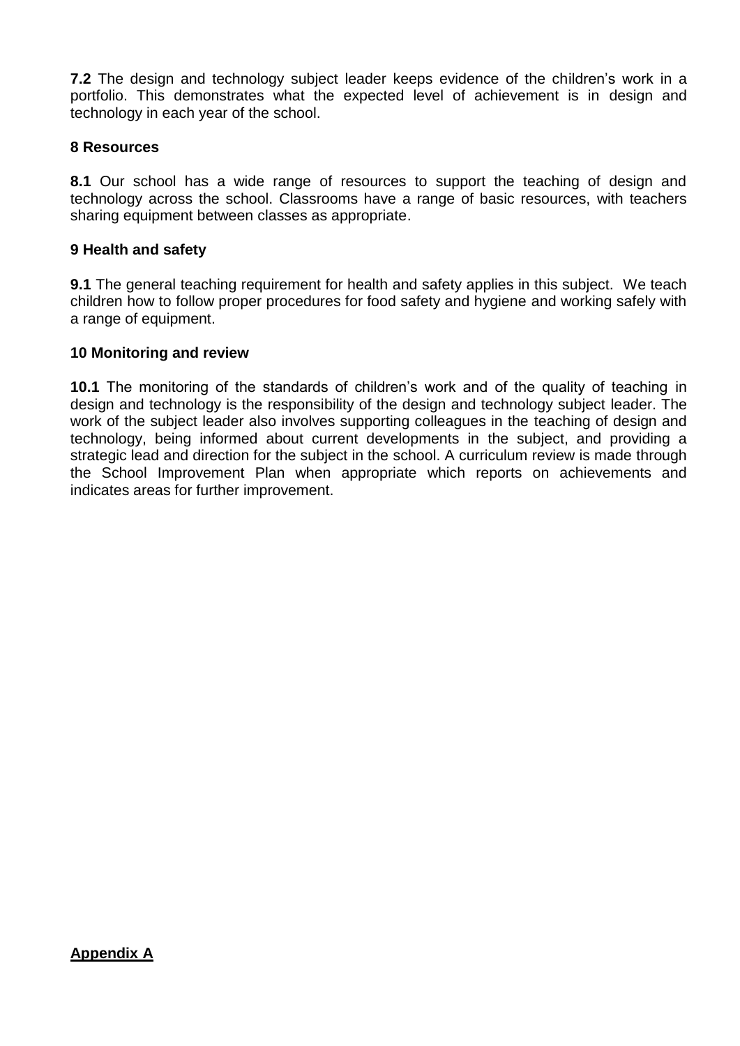**7.2** The design and technology subject leader keeps evidence of the children's work in a portfolio. This demonstrates what the expected level of achievement is in design and technology in each year of the school.

## 8 Resources

**8.1** Our school has a wide range of resources to support the teaching of design and technology across the school. Classrooms have a range of basic resources, with teachers sharing equipment between classes as appropriate.

## 9 Health and safety

**9.1** The general teaching requirement for health and safety applies in this subject. We teach children how to follow proper procedures for food safety and hygiene and working safely with a range of equipment.

## 10 Monitoring and review

**10.1** The monitoring of the standards of children's work and of the quality of teaching in design and technology is the responsibility of the design and technology subject leader. The work of the subject leader also involves supporting colleagues in the teaching of design and technology, being informed about current developments in the subject, and providing a strategic lead and direction for the subject in the school. A curriculum review is made through the School Improvement Plan when appropriate which reports on achievements and indicates areas for further improvement.

## Appendix A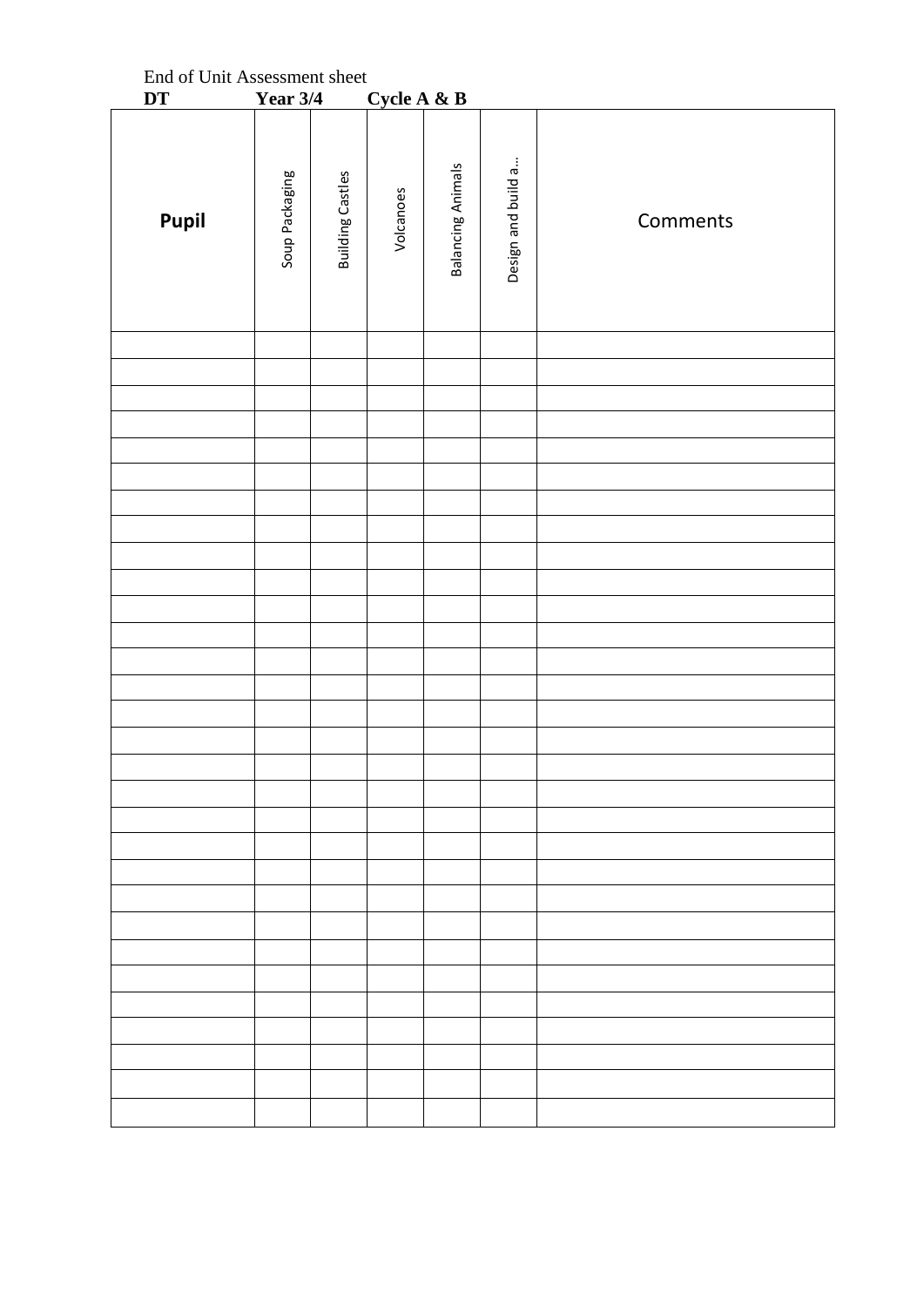End of Unit Assessment sheet

**DT** **Year 3/4** **Cycle A & B**

| **Pupil** | Soup Packaging | Building Castles | Volcanoes | Balancing Animals | Design and build a… | Comments |
|---|---|---|---|---|---|---|
| | | | | | | |
| | | | | | | |
| | | | | | | |
| | | | | | | |
| | | | | | | |
| | | | | | | |
| | | | | | | |
| | | | | | | |
| | | | | | | |
| | | | | | | |
| | | | | | | |
| | | | | | | |
| | | | | | | |
| | | | | | | |
| | | | | | | |
| | | | | | | |
| | | | | | | |
| | | | | | | |
| | | | | | | |
| | | | | | | |
| | | | | | | |
| | | | | | | |
| | | | | | | |
| | | | | | | |
| | | | | | | |
| | | | | | | |
| | | | | | | |
| | | | | | | |
| | | | | | | |
| | | | | | | |